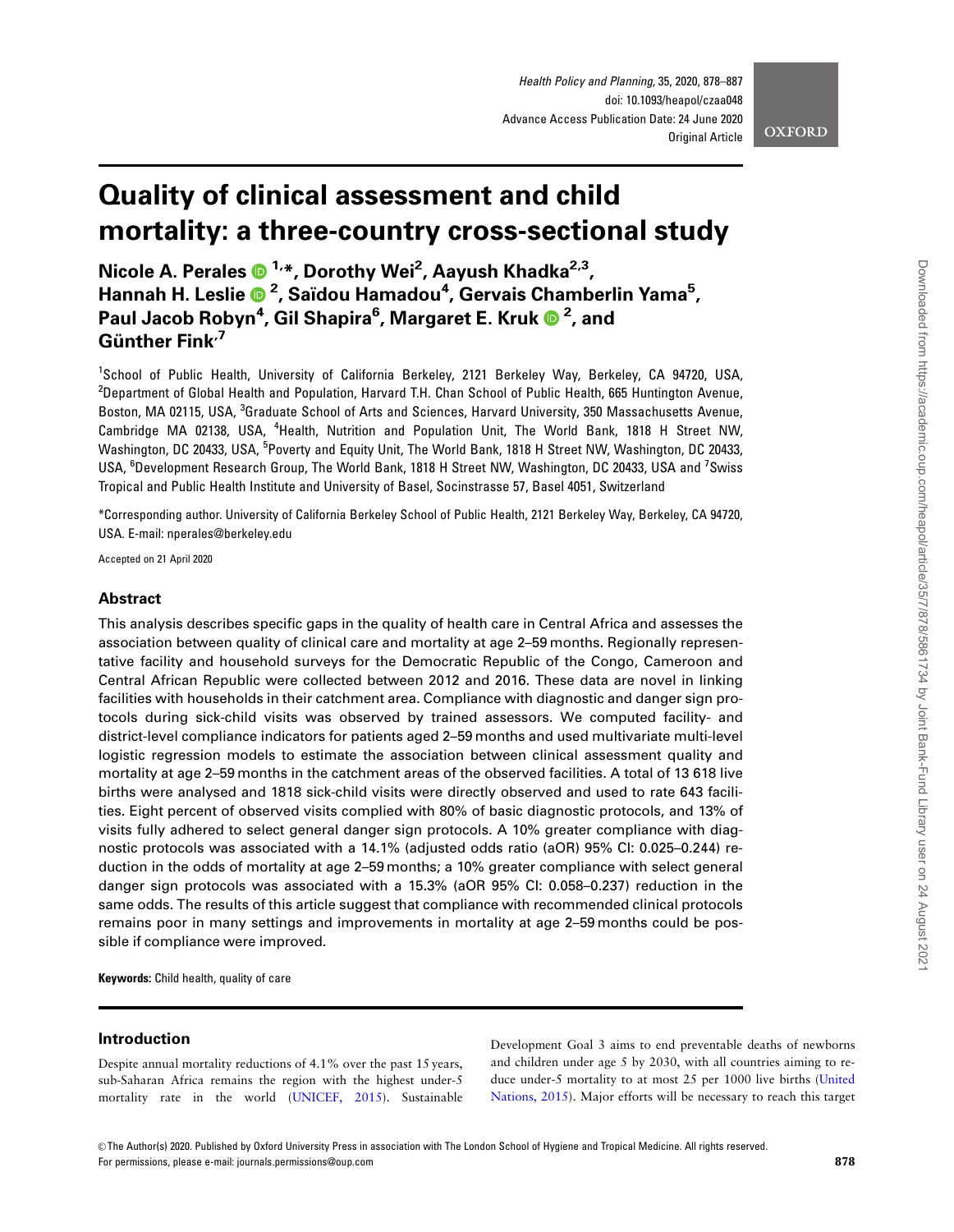# Quality of clinical assessment and child mortality: a three-country cross-sectional study

**Nicole A. Perales [1,*], Dorothy Wei [2], Aayush Khadka [2,3], Hannah H. Leslie [2], Saïdou Hamadou [4], Gervais Chamberlin Yama [5], Paul Jacob Robyn [4], Gil Shapira [6], Margaret E. Kruk [2], and Günther Fink [7]**

[1]School of Public Health, University of California Berkeley, 2121 Berkeley Way, Berkeley, CA 94720, USA, [2]Department of Global Health and Population, Harvard T.H. Chan School of Public Health, 665 Huntington Avenue, Boston, MA 02115, USA, [3]Graduate School of Arts and Sciences, Harvard University, 350 Massachusetts Avenue, Cambridge MA 02138, USA, [4]Health, Nutrition and Population Unit, The World Bank, 1818 H Street NW, Washington, DC 20433, USA, [5]Poverty and Equity Unit, The World Bank, 1818 H Street NW, Washington, DC 20433, USA, [6]Development Research Group, The World Bank, 1818 H Street NW, Washington, DC 20433, USA and [7]Swiss Tropical and Public Health Institute and University of Basel, Socinstrasse 57, Basel 4051, Switzerland

*Corresponding author. University of California Berkeley School of Public Health, 2121 Berkeley Way, Berkeley, CA 94720, USA. E-mail: nperales@berkeley.edu

Accepted on 21 April 2020

## Abstract

This analysis describes specific gaps in the quality of health care in Central Africa and assesses the association between quality of clinical care and mortality at age 2–59 months. Regionally representative facility and household surveys for the Democratic Republic of the Congo, Cameroon and Central African Republic were collected between 2012 and 2016. These data are novel in linking facilities with households in their catchment area. Compliance with diagnostic and danger sign protocols during sick-child visits was observed by trained assessors. We computed facility- and district-level compliance indicators for patients aged 2–59 months and used multivariate multi-level logistic regression models to estimate the association between clinical assessment quality and mortality at age 2–59 months in the catchment areas of the observed facilities. A total of 13 618 live births were analysed and 1818 sick-child visits were directly observed and used to rate 643 facilities. Eight percent of observed visits complied with 80% of basic diagnostic protocols, and 13% of visits fully adhered to select general danger sign protocols. A 10% greater compliance with diagnostic protocols was associated with a 14.1% (adjusted odds ratio (aOR) 95% CI: 0.025–0.244) reduction in the odds of mortality at age 2–59 months; a 10% greater compliance with select general danger sign protocols was associated with a 15.3% (aOR 95% CI: 0.058–0.237) reduction in the same odds. The results of this article suggest that compliance with recommended clinical protocols remains poor in many settings and improvements in mortality at age 2–59 months could be possible if compliance were improved.

**Keywords:** Child health, quality of care

## Introduction

Despite annual mortality reductions of 4.1% over the past 15 years, sub-Saharan Africa remains the region with the highest under-5 mortality rate in the world (UNICEF, 2015). Sustainable Development Goal 3 aims to end preventable deaths of newborns and children under age 5 by 2030, with all countries aiming to reduce under-5 mortality to at most 25 per 1000 live births (United Nations, 2015). Major efforts will be necessary to reach this target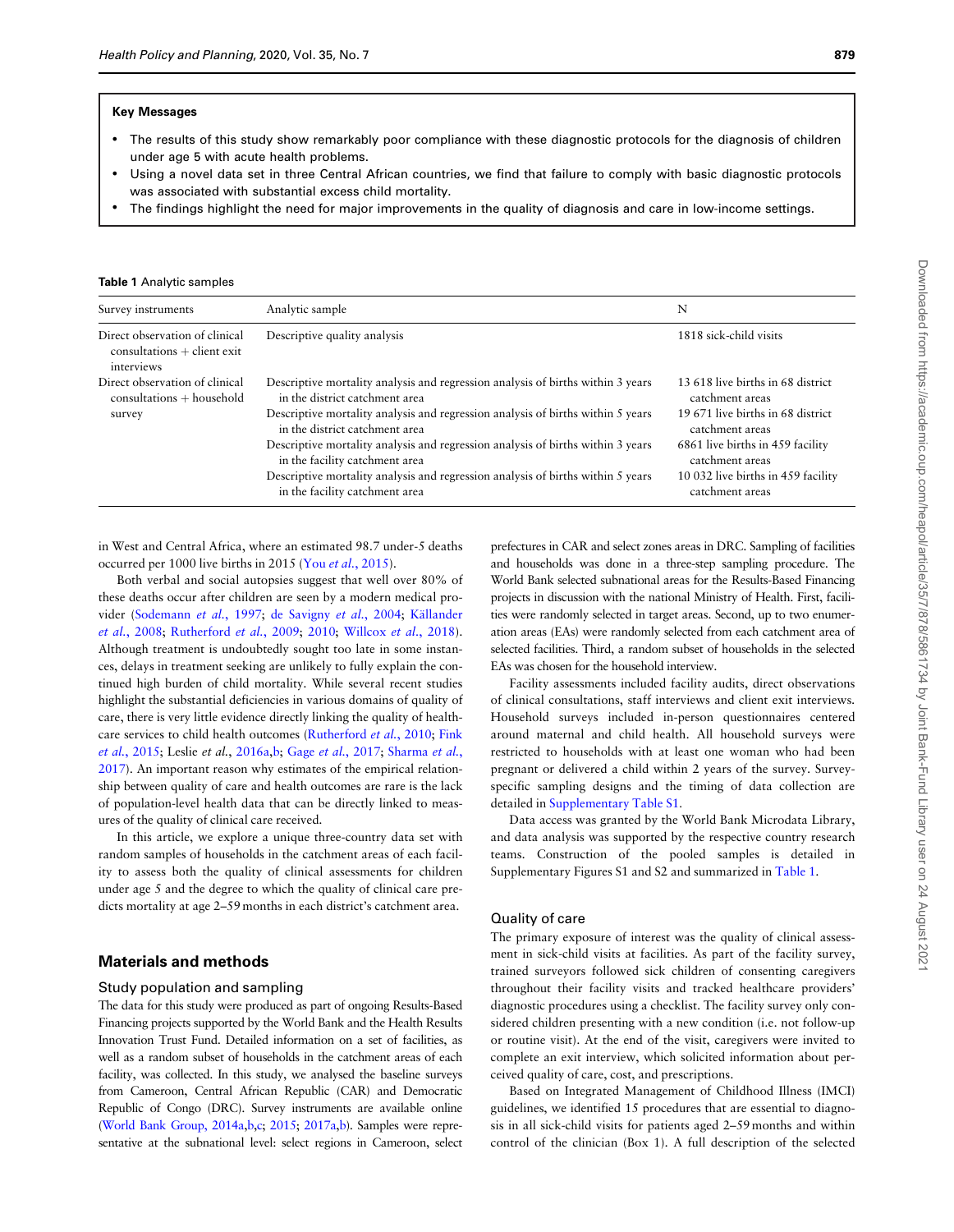**Key Messages**

- The results of this study show remarkably poor compliance with these diagnostic protocols for the diagnosis of children under age 5 with acute health problems.
- Using a novel data set in three Central African countries, we find that failure to comply with basic diagnostic protocols was associated with substantial excess child mortality.
- The findings highlight the need for major improvements in the quality of diagnosis and care in low-income settings.

**Table 1** Analytic samples

| Survey instruments | Analytic sample | N |
|---|---|---|
| Direct observation of clinical consultations + client exit interviews | Descriptive quality analysis | 1818 sick-child visits |
| Direct observation of clinical consultations + household survey | Descriptive mortality analysis and regression analysis of births within 3 years in the district catchment area | 13 618 live births in 68 district catchment areas |
| | Descriptive mortality analysis and regression analysis of births within 5 years in the district catchment area | 19 671 live births in 68 district catchment areas |
| | Descriptive mortality analysis and regression analysis of births within 3 years in the facility catchment area | 6861 live births in 459 facility catchment areas |
| | Descriptive mortality analysis and regression analysis of births within 5 years in the facility catchment area | 10 032 live births in 459 facility catchment areas |

in West and Central Africa, where an estimated 98.7 under-5 deaths occurred per 1000 live births in 2015 (You *et al.*, 2015).

Both verbal and social autopsies suggest that well over 80% of these deaths occur after children are seen by a modern medical provider (Sodemann *et al.*, 1997; de Savigny *et al.*, 2004; Källander *et al.*, 2008; Rutherford *et al.*, 2009; 2010; Willcox *et al.*, 2018). Although treatment is undoubtedly sought too late in some instances, delays in treatment seeking are unlikely to fully explain the continued high burden of child mortality. While several recent studies highlight the substantial deficiencies in various domains of quality of care, there is very little evidence directly linking the quality of healthcare services to child health outcomes (Rutherford *et al.*, 2010; Fink *et al.*, 2015; Leslie et al., 2016a,b; Gage *et al.*, 2017; Sharma *et al.*, 2017). An important reason why estimates of the empirical relationship between quality of care and health outcomes are rare is the lack of population-level health data that can be directly linked to measures of the quality of clinical care received.

In this article, we explore a unique three-country data set with random samples of households in the catchment areas of each facility to assess both the quality of clinical assessments for children under age 5 and the degree to which the quality of clinical care predicts mortality at age 2–59 months in each district's catchment area.

## Materials and methods

### Study population and sampling

The data for this study were produced as part of ongoing Results-Based Financing projects supported by the World Bank and the Health Results Innovation Trust Fund. Detailed information on a set of facilities, as well as a random subset of households in the catchment areas of each facility, was collected. In this study, we analysed the baseline surveys from Cameroon, Central African Republic (CAR) and Democratic Republic of Congo (DRC). Survey instruments are available online (World Bank Group, 2014a,b,c; 2015; 2017a,b). Samples were representative at the subnational level: select regions in Cameroon, select prefectures in CAR and select zones areas in DRC. Sampling of facilities and households was done in a three-step sampling procedure. The World Bank selected subnational areas for the Results-Based Financing projects in discussion with the national Ministry of Health. First, facilities were randomly selected in target areas. Second, up to two enumeration areas (EAs) were randomly selected from each catchment area of selected facilities. Third, a random subset of households in the selected EAs was chosen for the household interview.

Facility assessments included facility audits, direct observations of clinical consultations, staff interviews and client exit interviews. Household surveys included in-person questionnaires centered around maternal and child health. All household surveys were restricted to households with at least one woman who had been pregnant or delivered a child within 2 years of the survey. Survey-specific sampling designs and the timing of data collection are detailed in Supplementary Table S1.

Data access was granted by the World Bank Microdata Library, and data analysis was supported by the respective country research teams. Construction of the pooled samples is detailed in Supplementary Figures S1 and S2 and summarized in Table 1.

### Quality of care

The primary exposure of interest was the quality of clinical assessment in sick-child visits at facilities. As part of the facility survey, trained surveyors followed sick children of consenting caregivers throughout their facility visits and tracked healthcare providers' diagnostic procedures using a checklist. The facility survey only considered children presenting with a new condition (i.e. not follow-up or routine visit). At the end of the visit, caregivers were invited to complete an exit interview, which solicited information about perceived quality of care, cost, and prescriptions.

Based on Integrated Management of Childhood Illness (IMCI) guidelines, we identified 15 procedures that are essential to diagnosis in all sick-child visits for patients aged 2–59 months and within control of the clinician (Box 1). A full description of the selected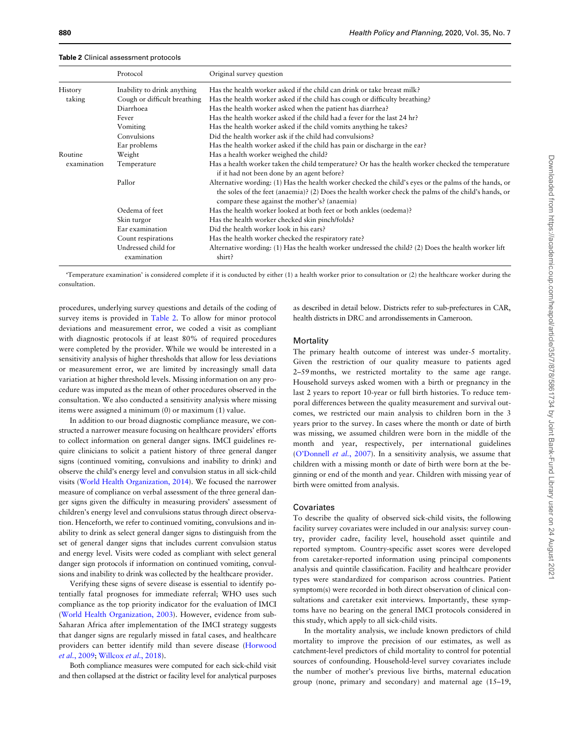**Table 2** Clinical assessment protocols

| | Protocol | Original survey question |
|---|---|---|
| History taking | Inability to drink anything | Has the health worker asked if the child can drink or take breast milk? |
| | Cough or difficult breathing | Has the health worker asked if the child has cough or difficulty breathing? |
| | Diarrhoea | Has the health worker asked when the patient has diarrhea? |
| | Fever | Has the health worker asked if the child had a fever for the last 24 hr? |
| | Vomiting | Has the health worker asked if the child vomits anything he takes? |
| | Convulsions | Did the health worker ask if the child had convulsions? |
| | Ear problems | Has the health worker asked if the child has pain or discharge in the ear? |
| Routine examination | Weight | Has a health worker weighed the child? |
| | Temperature | Has a health worker taken the child temperature? Or has the health worker checked the temperature if it had not been done by an agent before? |
| | Pallor | Alternative wording: (1) Has the health worker checked the child's eyes or the palms of the hands, or the soles of the feet (anaemia)? (2) Does the health worker check the palms of the child's hands, or compare these against the mother's? (anaemia) |
| | Oedema of feet | Has the health worker looked at both feet or both ankles (oedema)? |
| | Skin turgor | Has the health worker checked skin pinch/folds? |
| | Ear examination | Did the health worker look in his ears? |
| | Count respirations | Has the health worker checked the respiratory rate? |
| | Undressed child for examination | Alternative wording: (1) Has the health worker undressed the child? (2) Does the health worker lift shirt? |

'Temperature examination' is considered complete if it is conducted by either (1) a health worker prior to consultation or (2) the healthcare worker during the consultation.

procedures, underlying survey questions and details of the coding of survey items is provided in Table 2. To allow for minor protocol deviations and measurement error, we coded a visit as compliant with diagnostic protocols if at least 80% of required procedures were completed by the provider. While we would be interested in a sensitivity analysis of higher thresholds that allow for less deviations or measurement error, we are limited by increasingly small data variation at higher threshold levels. Missing information on any procedure was imputed as the mean of other procedures observed in the consultation. We also conducted a sensitivity analysis where missing items were assigned a minimum (0) or maximum (1) value.

In addition to our broad diagnostic compliance measure, we constructed a narrower measure focusing on healthcare providers' efforts to collect information on general danger signs. IMCI guidelines require clinicians to solicit a patient history of three general danger signs (continued vomiting, convulsions and inability to drink) and observe the child's energy level and convulsion status in all sick-child visits (World Health Organization, 2014). We focused the narrower measure of compliance on verbal assessment of the three general danger signs given the difficulty in measuring providers' assessment of children's energy level and convulsions status through direct observation. Henceforth, we refer to continued vomiting, convulsions and inability to drink as select general danger signs to distinguish from the set of general danger signs that includes current convulsion status and energy level. Visits were coded as compliant with select general danger sign protocols if information on continued vomiting, convulsions and inability to drink was collected by the healthcare provider.

Verifying these signs of severe disease is essential to identify potentially fatal prognoses for immediate referral; WHO uses such compliance as the top priority indicator for the evaluation of IMCI (World Health Organization, 2003). However, evidence from sub-Saharan Africa after implementation of the IMCI strategy suggests that danger signs are regularly missed in fatal cases, and healthcare providers can better identify mild than severe disease (Horwood *et al.*, 2009; Willcox *et al.*, 2018).

Both compliance measures were computed for each sick-child visit and then collapsed at the district or facility level for analytical purposes as described in detail below. Districts refer to sub-prefectures in CAR, health districts in DRC and arrondissements in Cameroon.

### Mortality

The primary health outcome of interest was under-5 mortality. Given the restriction of our quality measure to patients aged 2–59 months, we restricted mortality to the same age range. Household surveys asked women with a birth or pregnancy in the last 2 years to report 10-year or full birth histories. To reduce temporal differences between the quality measurement and survival outcomes, we restricted our main analysis to children born in the 3 years prior to the survey. In cases where the month or date of birth was missing, we assumed children were born in the middle of the month and year, respectively, per international guidelines (O'Donnell *et al.*, 2007). In a sensitivity analysis, we assume that children with a missing month or date of birth were born at the beginning or end of the month and year. Children with missing year of birth were omitted from analysis.

### Covariates

To describe the quality of observed sick-child visits, the following facility survey covariates were included in our analysis: survey country, provider cadre, facility level, household asset quintile and reported symptom. Country-specific asset scores were developed from caretaker-reported information using principal components analysis and quintile classification. Facility and healthcare provider types were standardized for comparison across countries. Patient symptom(s) were recorded in both direct observation of clinical consultations and caretaker exit interviews. Importantly, these symptoms have no bearing on the general IMCI protocols considered in this study, which apply to all sick-child visits.

In the mortality analysis, we include known predictors of child mortality to improve the precision of our estimates, as well as catchment-level predictors of child mortality to control for potential sources of confounding. Household-level survey covariates include the number of mother's previous live births, maternal education group (none, primary and secondary) and maternal age (15–19,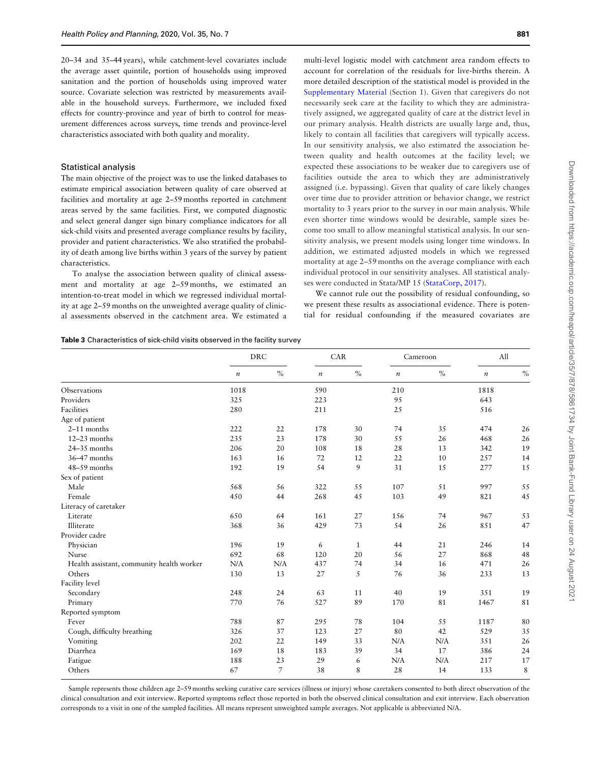20–34 and 35–44 years), while catchment-level covariates include the average asset quintile, portion of households using improved sanitation and the portion of households using improved water source. Covariate selection was restricted by measurements available in the household surveys. Furthermore, we included fixed effects for country-province and year of birth to control for measurement differences across surveys, time trends and province-level characteristics associated with both quality and morality.

### Statistical analysis

The main objective of the project was to use the linked databases to estimate empirical association between quality of care observed at facilities and mortality at age 2–59 months reported in catchment areas served by the same facilities. First, we computed diagnostic and select general danger sign binary compliance indicators for all sick-child visits and presented average compliance results by facility, provider and patient characteristics. We also stratified the probability of death among live births within 3 years of the survey by patient characteristics.

To analyse the association between quality of clinical assessment and mortality at age 2–59 months, we estimated an intention-to-treat model in which we regressed individual mortality at age 2–59 months on the unweighted average quality of clinical assessments observed in the catchment area. We estimated a multi-level logistic model with catchment area random effects to account for correlation of the residuals for live-births therein. A more detailed description of the statistical model is provided in the Supplementary Material (Section 1). Given that caregivers do not necessarily seek care at the facility to which they are administratively assigned, we aggregated quality of care at the district level in our primary analysis. Health districts are usually large and, thus, likely to contain all facilities that caregivers will typically access. In our sensitivity analysis, we also estimated the association between quality and health outcomes at the facility level; we expected these associations to be weaker due to caregivers use of facilities outside the area to which they are administratively assigned (i.e. bypassing). Given that quality of care likely changes over time due to provider attrition or behavior change, we restrict mortality to 3 years prior to the survey in our main analysis. While even shorter time windows would be desirable, sample sizes become too small to allow meaningful statistical analysis. In our sensitivity analysis, we present models using longer time windows. In addition, we estimated adjusted models in which we regressed mortality at age 2–59 months on the average compliance with each individual protocol in our sensitivity analyses. All statistical analyses were conducted in Stata/MP 15 (StataCorp, 2017).

We cannot rule out the possibility of residual confounding, so we present these results as associational evidence. There is potential for residual confounding if the measured covariates are

**Table 3** Characteristics of sick-child visits observed in the facility survey

| | DRC | | CAR | | Cameroon | | All | |
|---|---|---|---|---|---|---|---|---|
| | *n* | % | *n* | % | *n* | % | *n* | % |
| Observations | 1018 | | 590 | | 210 | | 1818 | |
| Providers | 325 | | 223 | | 95 | | 643 | |
| Facilities | 280 | | 211 | | 25 | | 516 | |
| Age of patient | | | | | | | | |
| 2–11 months | 222 | 22 | 178 | 30 | 74 | 35 | 474 | 26 |
| 12–23 months | 235 | 23 | 178 | 30 | 55 | 26 | 468 | 26 |
| 24–35 months | 206 | 20 | 108 | 18 | 28 | 13 | 342 | 19 |
| 36–47 months | 163 | 16 | 72 | 12 | 22 | 10 | 257 | 14 |
| 48–59 months | 192 | 19 | 54 | 9 | 31 | 15 | 277 | 15 |
| Sex of patient | | | | | | | | |
| Male | 568 | 56 | 322 | 55 | 107 | 51 | 997 | 55 |
| Female | 450 | 44 | 268 | 45 | 103 | 49 | 821 | 45 |
| Literacy of caretaker | | | | | | | | |
| Literate | 650 | 64 | 161 | 27 | 156 | 74 | 967 | 53 |
| Illiterate | 368 | 36 | 429 | 73 | 54 | 26 | 851 | 47 |
| Provider cadre | | | | | | | | |
| Physician | 196 | 19 | 6 | 1 | 44 | 21 | 246 | 14 |
| Nurse | 692 | 68 | 120 | 20 | 56 | 27 | 868 | 48 |
| Health assistant, community health worker | N/A | N/A | 437 | 74 | 34 | 16 | 471 | 26 |
| Others | 130 | 13 | 27 | 5 | 76 | 36 | 233 | 13 |
| Facility level | | | | | | | | |
| Secondary | 248 | 24 | 63 | 11 | 40 | 19 | 351 | 19 |
| Primary | 770 | 76 | 527 | 89 | 170 | 81 | 1467 | 81 |
| Reported symptom | | | | | | | | |
| Fever | 788 | 87 | 295 | 78 | 104 | 55 | 1187 | 80 |
| Cough, difficulty breathing | 326 | 37 | 123 | 27 | 80 | 42 | 529 | 35 |
| Vomiting | 202 | 22 | 149 | 33 | N/A | N/A | 351 | 26 |
| Diarrhea | 169 | 18 | 183 | 39 | 34 | 17 | 386 | 24 |
| Fatigue | 188 | 23 | 29 | 6 | N/A | N/A | 217 | 17 |
| Others | 67 | 7 | 38 | 8 | 28 | 14 | 133 | 8 |

Sample represents those children age 2–59 months seeking curative care services (illness or injury) whose caretakers consented to both direct observation of the clinical consultation and exit interview. Reported symptoms reflect those reported in both the observed clinical consultation and exit interview. Each observation corresponds to a visit in one of the sampled facilities. All means represent unweighted sample averages. Not applicable is abbreviated N/A.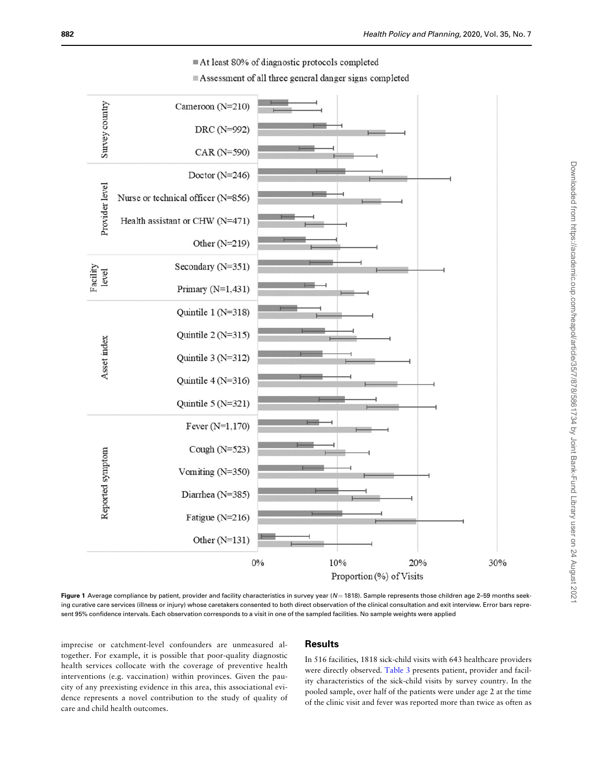**Figure 1** Average compliance by patient, provider and facility characteristics in survey year ($N = 1818$). Sample represents those children age 2–59 months seeking curative care services (illness or injury) whose caretakers consented to both direct observation of the clinical consultation and exit interview. Error bars represent 95% confidence intervals. Each observation corresponds to a visit in one of the sampled facilities. No sample weights were applied

imprecise or catchment-level confounders are unmeasured altogether. For example, it is possible that poor-quality diagnostic health services collocate with the coverage of preventive health interventions (e.g. vaccination) within provinces. Given the paucity of any preexisting evidence in this area, this associational evidence represents a novel contribution to the study of quality of care and child health outcomes.

## Results

In 516 facilities, 1818 sick-child visits with 643 healthcare providers were directly observed. Table 3 presents patient, provider and facility characteristics of the sick-child visits by survey country. In the pooled sample, over half of the patients were under age 2 at the time of the clinic visit and fever was reported more than twice as often as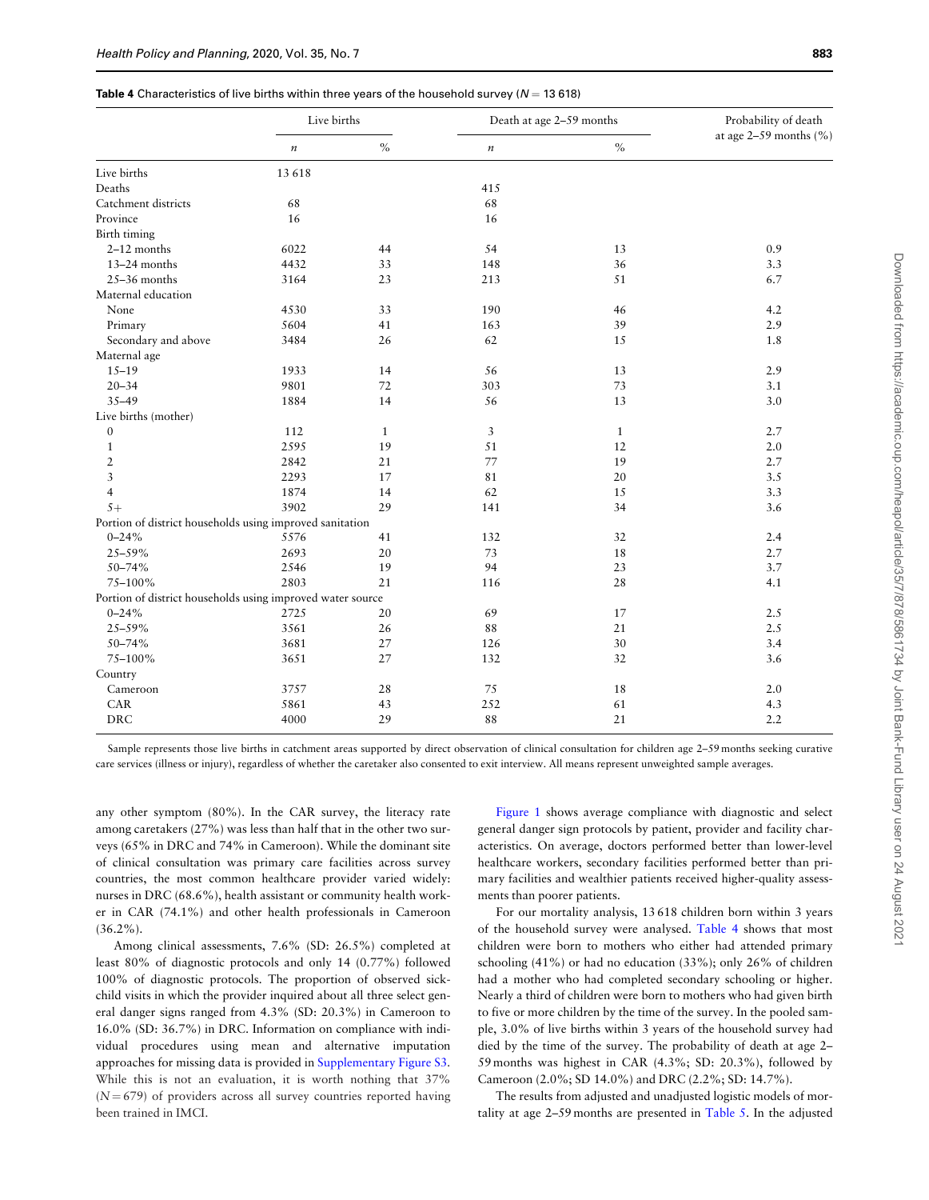**Table 4** Characteristics of live births within three years of the household survey ($N = 13\,618$)

| | Live births | | Death at age 2–59 months | | Probability of death at age 2–59 months (%) |
|---|---|---|---|---|---|
| | *n* | % | *n* | % | |
| Live births | 13 618 | | | | |
| Deaths | | | 415 | | |
| Catchment districts | 68 | | 68 | | |
| Province | 16 | | 16 | | |
| Birth timing | | | | | |
| 2–12 months | 6022 | 44 | 54 | 13 | 0.9 |
| 13–24 months | 4432 | 33 | 148 | 36 | 3.3 |
| 25–36 months | 3164 | 23 | 213 | 51 | 6.7 |
| Maternal education | | | | | |
| None | 4530 | 33 | 190 | 46 | 4.2 |
| Primary | 5604 | 41 | 163 | 39 | 2.9 |
| Secondary and above | 3484 | 26 | 62 | 15 | 1.8 |
| Maternal age | | | | | |
| 15–19 | 1933 | 14 | 56 | 13 | 2.9 |
| 20–34 | 9801 | 72 | 303 | 73 | 3.1 |
| 35–49 | 1884 | 14 | 56 | 13 | 3.0 |
| Live births (mother) | | | | | |
| 0 | 112 | 1 | 3 | 1 | 2.7 |
| 1 | 2595 | 19 | 51 | 12 | 2.0 |
| 2 | 2842 | 21 | 77 | 19 | 2.7 |
| 3 | 2293 | 17 | 81 | 20 | 3.5 |
| 4 | 1874 | 14 | 62 | 15 | 3.3 |
| 5+ | 3902 | 29 | 141 | 34 | 3.6 |
| Portion of district households using improved sanitation | | | | | |
| 0–24% | 5576 | 41 | 132 | 32 | 2.4 |
| 25–59% | 2693 | 20 | 73 | 18 | 2.7 |
| 50–74% | 2546 | 19 | 94 | 23 | 3.7 |
| 75–100% | 2803 | 21 | 116 | 28 | 4.1 |
| Portion of district households using improved water source | | | | | |
| 0–24% | 2725 | 20 | 69 | 17 | 2.5 |
| 25–59% | 3561 | 26 | 88 | 21 | 2.5 |
| 50–74% | 3681 | 27 | 126 | 30 | 3.4 |
| 75–100% | 3651 | 27 | 132 | 32 | 3.6 |
| Country | | | | | |
| Cameroon | 3757 | 28 | 75 | 18 | 2.0 |
| CAR | 5861 | 43 | 252 | 61 | 4.3 |
| DRC | 4000 | 29 | 88 | 21 | 2.2 |

Sample represents those live births in catchment areas supported by direct observation of clinical consultation for children age 2–59 months seeking curative care services (illness or injury), regardless of whether the caretaker also consented to exit interview. All means represent unweighted sample averages.

any other symptom (80%). In the CAR survey, the literacy rate among caretakers (27%) was less than half that in the other two surveys (65% in DRC and 74% in Cameroon). While the dominant site of clinical consultation was primary care facilities across survey countries, the most common healthcare provider varied widely: nurses in DRC (68.6%), health assistant or community health worker in CAR (74.1%) and other health professionals in Cameroon (36.2%).

Among clinical assessments, 7.6% (SD: 26.5%) completed at least 80% of diagnostic protocols and only 14 (0.77%) followed 100% of diagnostic protocols. The proportion of observed sick-child visits in which the provider inquired about all three select general danger signs ranged from 4.3% (SD: 20.3%) in Cameroon to 16.0% (SD: 36.7%) in DRC. Information on compliance with individual procedures using mean and alternative imputation approaches for missing data is provided in Supplementary Figure S3. While this is not an evaluation, it is worth nothing that 37% ($N = 679$) of providers across all survey countries reported having been trained in IMCI.

Figure 1 shows average compliance with diagnostic and select general danger sign protocols by patient, provider and facility characteristics. On average, doctors performed better than lower-level healthcare workers, secondary facilities performed better than primary facilities and wealthier patients received higher-quality assessments than poorer patients.

For our mortality analysis, 13 618 children born within 3 years of the household survey were analysed. Table 4 shows that most children were born to mothers who either had attended primary schooling (41%) or had no education (33%); only 26% of children had a mother who had completed secondary schooling or higher. Nearly a third of children were born to mothers who had given birth to five or more children by the time of the survey. In the pooled sample, 3.0% of live births within 3 years of the household survey had died by the time of the survey. The probability of death at age 2–59 months was highest in CAR (4.3%; SD: 20.3%), followed by Cameroon (2.0%; SD 14.0%) and DRC (2.2%; SD: 14.7%).

The results from adjusted and unadjusted logistic models of mortality at age 2–59 months are presented in Table 5. In the adjusted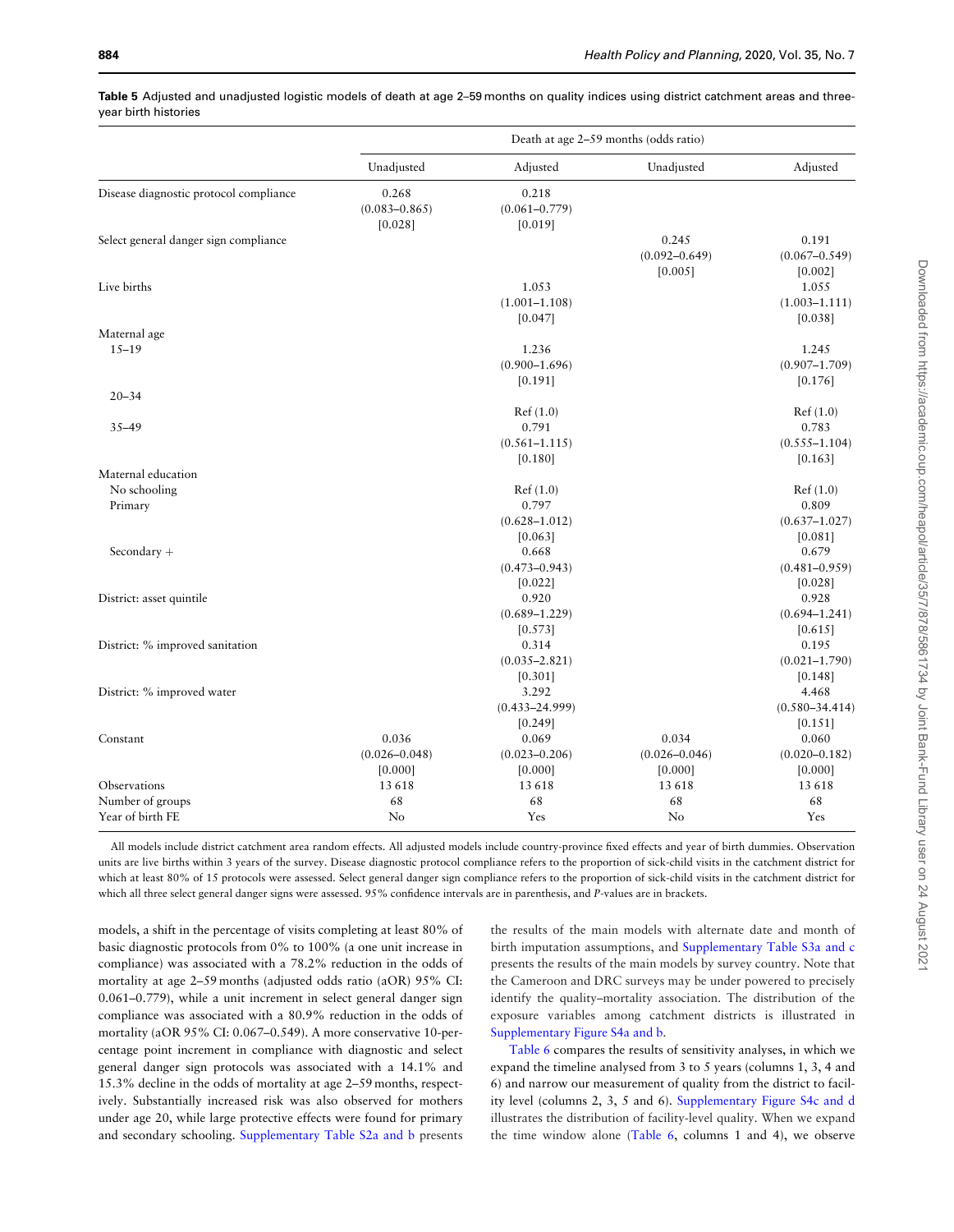**Table 5** Adjusted and unadjusted logistic models of death at age 2–59 months on quality indices using district catchment areas and three-year birth histories

| | Death at age 2–59 months (odds ratio) | | | |
|---|---|---|---|---|
| | Unadjusted | Adjusted | Unadjusted | Adjusted |
| Disease diagnostic protocol compliance | 0.268 (0.083–0.865) [0.028] | 0.218 (0.061–0.779) [0.019] | | |
| Select general danger sign compliance | | | 0.245 (0.092–0.649) [0.005] | 0.191 (0.067–0.549) [0.002] |
| Live births | | 1.053 (1.001–1.108) [0.047] | | 1.055 (1.003–1.111) [0.038] |
| Maternal age | | | | |
| 15–19 | | 1.236 (0.900–1.696) [0.191] | | 1.245 (0.907–1.709) [0.176] |
| 20–34 | | Ref (1.0) | | Ref (1.0) |
| 35–49 | | 0.791 (0.561–1.115) [0.180] | | 0.783 (0.555–1.104) [0.163] |
| Maternal education | | | | |
| No schooling | | Ref (1.0) | | Ref (1.0) |
| Primary | | 0.797 (0.628–1.012) [0.063] | | 0.809 (0.637–1.027) [0.081] |
| Secondary + | | 0.668 (0.473–0.943) [0.022] | | 0.679 (0.481–0.959) [0.028] |
| District: asset quintile | | 0.920 (0.689–1.229) [0.573] | | 0.928 (0.694–1.241) [0.615] |
| District: % improved sanitation | | 0.314 (0.035–2.821) [0.301] | | 0.195 (0.021–1.790) [0.148] |
| District: % improved water | | 3.292 (0.433–24.999) [0.249] | | 4.468 (0.580–34.414) [0.151] |
| Constant | 0.036 (0.026–0.048) [0.000] | 0.069 (0.023–0.206) [0.000] | 0.034 (0.026–0.046) [0.000] | 0.060 (0.020–0.182) [0.000] |
| Observations | 13 618 | 13 618 | 13 618 | 13 618 |
| Number of groups | 68 | 68 | 68 | 68 |
| Year of birth FE | No | Yes | No | Yes |

All models include district catchment area random effects. All adjusted models include country-province fixed effects and year of birth dummies. Observation units are live births within 3 years of the survey. Disease diagnostic protocol compliance refers to the proportion of sick-child visits in the catchment district for which at least 80% of 15 protocols were assessed. Select general danger sign compliance refers to the proportion of sick-child visits in the catchment district for which all three select general danger signs were assessed. 95% confidence intervals are in parenthesis, and P-values are in brackets.

models, a shift in the percentage of visits completing at least 80% of basic diagnostic protocols from 0% to 100% (a one unit increase in compliance) was associated with a 78.2% reduction in the odds of mortality at age 2–59 months (adjusted odds ratio (aOR) 95% CI: 0.061–0.779), while a unit increment in select general danger sign compliance was associated with a 80.9% reduction in the odds of mortality (aOR 95% CI: 0.067–0.549). A more conservative 10-percentage point increment in compliance with diagnostic and select general danger sign protocols was associated with a 14.1% and 15.3% decline in the odds of mortality at age 2–59 months, respectively. Substantially increased risk was also observed for mothers under age 20, while large protective effects were found for primary and secondary schooling. Supplementary Table S2a and b presents the results of the main models with alternate date and month of birth imputation assumptions, and Supplementary Table S3a and c presents the results of the main models by survey country. Note that the Cameroon and DRC surveys may be under powered to precisely identify the quality–mortality association. The distribution of the exposure variables among catchment districts is illustrated in Supplementary Figure S4a and b.

Table 6 compares the results of sensitivity analyses, in which we expand the timeline analysed from 3 to 5 years (columns 1, 3, 4 and 6) and narrow our measurement of quality from the district to facility level (columns 2, 3, 5 and 6). Supplementary Figure S4c and d illustrates the distribution of facility-level quality. When we expand the time window alone (Table 6, columns 1 and 4), we observe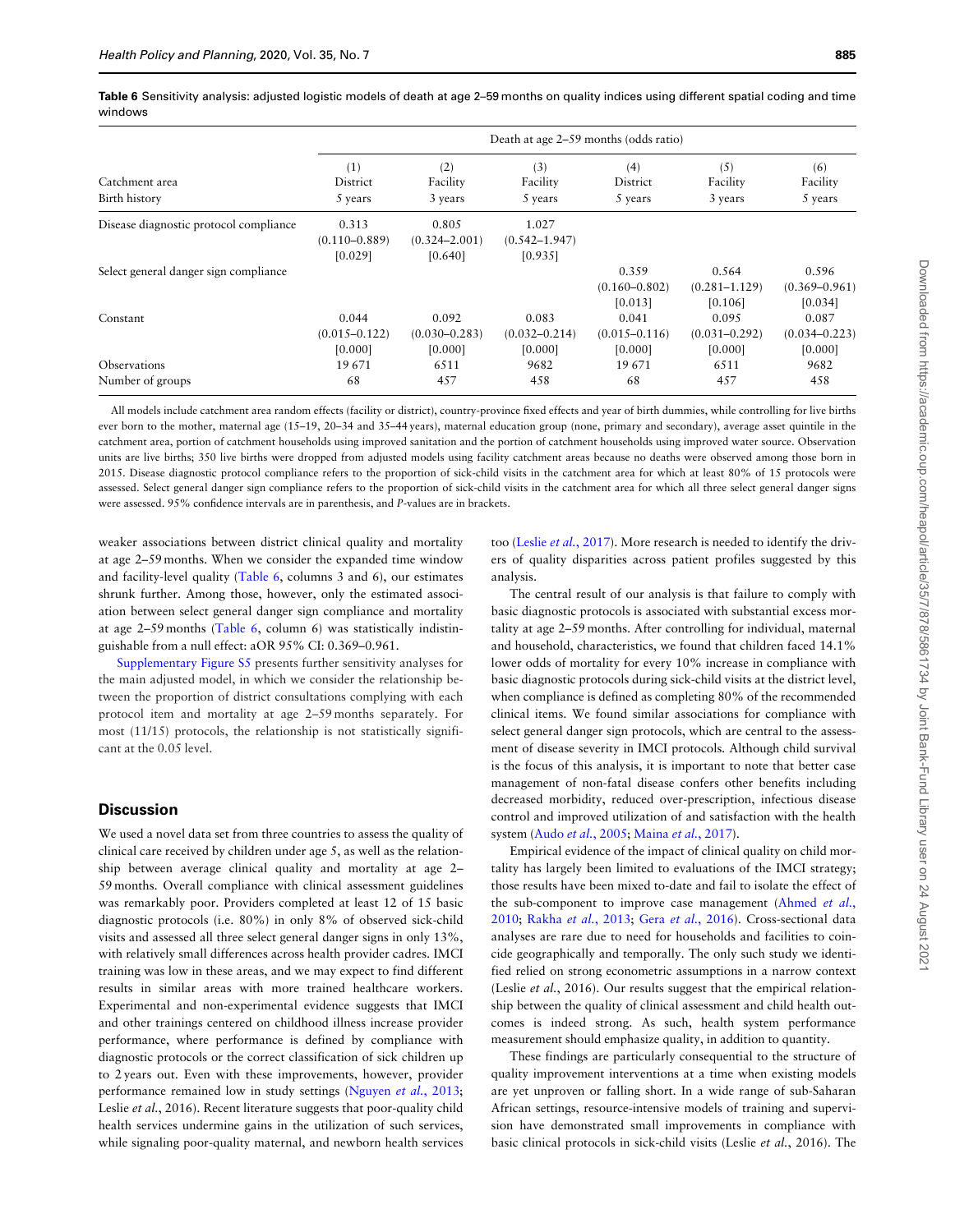**Table 6** Sensitivity analysis: adjusted logistic models of death at age 2–59 months on quality indices using different spatial coding and time windows

| | Death at age 2–59 months (odds ratio) | | | | | |
|---|---|---|---|---|---|---|
| | (1) | (2) | (3) | (4) | (5) | (6) |
| Catchment area | District | Facility | Facility | District | Facility | Facility |
| Birth history | 5 years | 3 years | 5 years | 5 years | 3 years | 5 years |
| Disease diagnostic protocol compliance | 0.313 (0.110–0.889) [0.029] | 0.805 (0.324–2.001) [0.640] | 1.027 (0.542–1.947) [0.935] | | | |
| Select general danger sign compliance | | | | 0.359 (0.160–0.802) [0.013] | 0.564 (0.281–1.129) [0.106] | 0.596 (0.369–0.961) [0.034] |
| Constant | 0.044 (0.015–0.122) [0.000] | 0.092 (0.030–0.283) [0.000] | 0.083 (0.032–0.214) [0.000] | 0.041 (0.015–0.116) [0.000] | 0.095 (0.031–0.292) [0.000] | 0.087 (0.034–0.223) [0.000] |
| Observations | 19 671 | 6511 | 9682 | 19 671 | 6511 | 9682 |
| Number of groups | 68 | 457 | 458 | 68 | 457 | 458 |

All models include catchment area random effects (facility or district), country-province fixed effects and year of birth dummies, while controlling for live births ever born to the mother, maternal age (15–19, 20–34 and 35–44 years), maternal education group (none, primary and secondary), average asset quintile in the catchment area, portion of catchment households using improved sanitation and the portion of catchment households using improved water source. Observation units are live births; 350 live births were dropped from adjusted models using facility catchment areas because no deaths were observed among those born in 2015. Disease diagnostic protocol compliance refers to the proportion of sick-child visits in the catchment area for which at least 80% of 15 protocols were assessed. Select general danger sign compliance refers to the proportion of sick-child visits in the catchment area for which all three select general danger signs were assessed. 95% confidence intervals are in parenthesis, and *P*-values are in brackets.

weaker associations between district clinical quality and mortality at age 2–59 months. When we consider the expanded time window and facility-level quality (Table 6, columns 3 and 6), our estimates shrunk further. Among those, however, only the estimated association between select general danger sign compliance and mortality at age 2–59 months (Table 6, column 6) was statistically indistinguishable from a null effect: aOR 95% CI: 0.369–0.961.

Supplementary Figure S5 presents further sensitivity analyses for the main adjusted model, in which we consider the relationship between the proportion of district consultations complying with each protocol item and mortality at age 2–59 months separately. For most (11/15) protocols, the relationship is not statistically significant at the 0.05 level.

## Discussion

We used a novel data set from three countries to assess the quality of clinical care received by children under age 5, as well as the relationship between average clinical quality and mortality at age 2–59 months. Overall compliance with clinical assessment guidelines was remarkably poor. Providers completed at least 12 of 15 basic diagnostic protocols (i.e. 80%) in only 8% of observed sick-child visits and assessed all three select general danger signs in only 13%, with relatively small differences across health provider cadres. IMCI training was low in these areas, and we may expect to find different results in similar areas with more trained healthcare workers. Experimental and non-experimental evidence suggests that IMCI and other trainings centered on childhood illness increase provider performance, where performance is defined by compliance with diagnostic protocols or the correct classification of sick children up to 2 years out. Even with these improvements, however, provider performance remained low in study settings (Nguyen *et al.*, 2013; Leslie *et al.*, 2016). Recent literature suggests that poor-quality child health services undermine gains in the utilization of such services, while signaling poor-quality maternal, and newborn health services too (Leslie *et al.*, 2017). More research is needed to identify the drivers of quality disparities across patient profiles suggested by this analysis.

The central result of our analysis is that failure to comply with basic diagnostic protocols is associated with substantial excess mortality at age 2–59 months. After controlling for individual, maternal and household, characteristics, we found that children faced 14.1% lower odds of mortality for every 10% increase in compliance with basic diagnostic protocols during sick-child visits at the district level, when compliance is defined as completing 80% of the recommended clinical items. We found similar associations for compliance with select general danger sign protocols, which are central to the assessment of disease severity in IMCI protocols. Although child survival is the focus of this analysis, it is important to note that better case management of non-fatal disease confers other benefits including decreased morbidity, reduced over-prescription, infectious disease control and improved utilization of and satisfaction with the health system (Audo *et al.*, 2005; Maina *et al.*, 2017).

Empirical evidence of the impact of clinical quality on child mortality has largely been limited to evaluations of the IMCI strategy; those results have been mixed to-date and fail to isolate the effect of the sub-component to improve case management (Ahmed *et al.*, 2010; Rakha *et al.*, 2013; Gera *et al.*, 2016). Cross-sectional data analyses are rare due to need for households and facilities to coincide geographically and temporally. The only such study we identified relied on strong econometric assumptions in a narrow context (Leslie *et al.*, 2016). Our results suggest that the empirical relationship between the quality of clinical assessment and child health outcomes is indeed strong. As such, health system performance measurement should emphasize quality, in addition to quantity.

These findings are particularly consequential to the structure of quality improvement interventions at a time when existing models are yet unproven or falling short. In a wide range of sub-Saharan African settings, resource-intensive models of training and supervision have demonstrated small improvements in compliance with basic clinical protocols in sick-child visits (Leslie *et al.*, 2016). The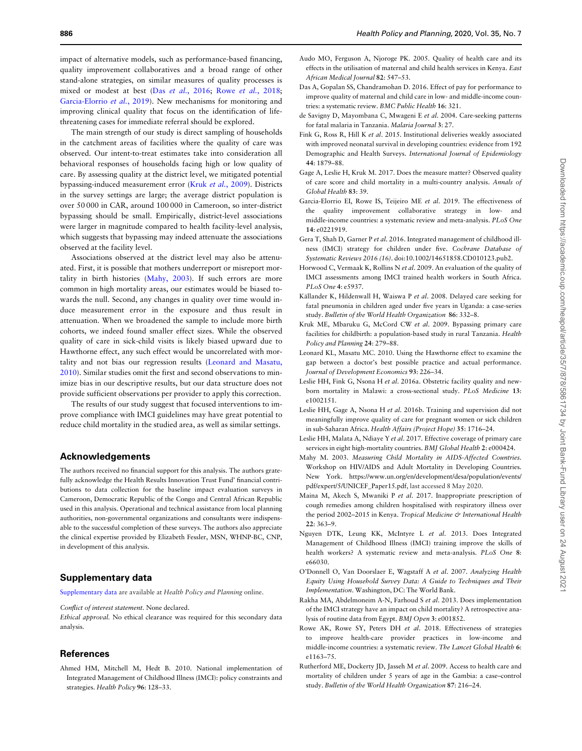impact of alternative models, such as performance-based financing, quality improvement collaboratives and a broad range of other stand-alone strategies, on similar measures of quality processes is mixed or modest at best (Das *et al.*, 2016; Rowe *et al.*, 2018; Garcia-Elorrio *et al.*, 2019). New mechanisms for monitoring and improving clinical quality that focus on the identification of life-threatening cases for immediate referral should be explored.

The main strength of our study is direct sampling of households in the catchment areas of facilities where the quality of care was observed. Our intent-to-treat estimates take into consideration all behavioral responses of households facing high or low quality of care. By assessing quality at the district level, we mitigated potential bypassing-induced measurement error (Kruk *et al.*, 2009). Districts in the survey settings are large; the average district population is over 50 000 in CAR, around 100 000 in Cameroon, so inter-district bypassing should be small. Empirically, district-level associations were larger in magnitude compared to health facility-level analysis, which suggests that bypassing may indeed attenuate the associations observed at the facility level.

Associations observed at the district level may also be attenuated. First, it is possible that mothers underreport or misreport mortality in birth histories (Mahy, 2003). If such errors are more common in high mortality areas, our estimates would be biased towards the null. Second, any changes in quality over time would induce measurement error in the exposure and thus result in attenuation. When we broadened the sample to include more birth cohorts, we indeed found smaller effect sizes. While the observed quality of care in sick-child visits is likely biased upward due to Hawthorne effect, any such effect would be uncorrelated with mortality and not bias our regression results (Leonard and Masatu, 2010). Similar studies omit the first and second observations to minimize bias in our descriptive results, but our data structure does not provide sufficient observations per provider to apply this correction.

The results of our study suggest that focused interventions to improve compliance with IMCI guidelines may have great potential to reduce child mortality in the studied area, as well as similar settings.

## Acknowledgements

The authors received no financial support for this analysis. The authors gratefully acknowledge the Health Results Innovation Trust Fund' financial contributions to data collection for the baseline impact evaluation surveys in Cameroon, Democratic Republic of the Congo and Central African Republic used in this analysis. Operational and technical assistance from local planning authorities, non-governmental organizations and consultants were indispensable to the successful completion of these surveys. The authors also appreciate the clinical expertise provided by Elizabeth Fessler, MSN, WHNP-BC, CNP, in development of this analysis.

## Supplementary data

Supplementary data are available at *Health Policy and Planning* online.

*Conflict of interest statement.* None declared.

*Ethical approval.* No ethical clearance was required for this secondary data analysis.

## References

Ahmed HM, Mitchell M, Hedt B. 2010. National implementation of Integrated Management of Childhood Illness (IMCI): policy constraints and strategies. *Health Policy* **96**: 128–33.

Audo MO, Ferguson A, Njoroge PK. 2005. Quality of health care and its effects in the utilisation of maternal and child health services in Kenya. *East African Medical Journal* **82**: 547–53.

Das A, Gopalan SS, Chandramohan D. 2016. Effect of pay for performance to improve quality of maternal and child care in low- and middle-income countries: a systematic review. *BMC Public Health* **16**: 321.

de Savigny D, Mayombana C, Mwageni E *et al.* 2004. Care-seeking patterns for fatal malaria in Tanzania. *Malaria Journal* **3**: 27.

Fink G, Ross R, Hill K *et al.* 2015. Institutional deliveries weakly associated with improved neonatal survival in developing countries: evidence from 192 Demographic and Health Surveys. *International Journal of Epidemiology* **44**: 1879–88.

Gage A, Leslie H, Kruk M. 2017. Does the measure matter? Observed quality of care score and child mortality in a multi-country analysis. *Annals of Global Health* **83**: 39.

Garcia-Elorrio EI, Rowe IS, Teijeiro ME *et al.* 2019. The effectiveness of the quality improvement collaborative strategy in low- and middle-income countries: a systematic review and meta-analysis. *PLoS One* **14**: e0221919.

Gera T, Shah D, Garner P *et al.* 2016. Integrated management of childhood illness (IMCI) strategy for children under five. *Cochrane Database of Systematic Reviews 2016 (16)*. doi:10.1002/14651858.CD010123.pub2.

Horwood C, Vermaak K, Rollins N *et al.* 2009. An evaluation of the quality of IMCI assessments among IMCI trained health workers in South Africa. *PLoS One* **4**: e5937.

Källander K, Hildenwall H, Waiswa P *et al.* 2008. Delayed care seeking for fatal pneumonia in children aged under five years in Uganda: a case-series study. *Bulletin of the World Health Organization* **86**: 332–8.

Kruk ME, Mbaruku G, McCord CW *et al.* 2009. Bypassing primary care facilities for childbirth: a population-based study in rural Tanzania. *Health Policy and Planning* **24**: 279–88.

Leonard KL, Masatu MC. 2010. Using the Hawthorne effect to examine the gap between a doctor's best possible practice and actual performance. *Journal of Development Economics* **93**: 226–34.

Leslie HH, Fink G, Nsona H *et al.* 2016a. Obstetric facility quality and newborn mortality in Malawi: a cross-sectional study. *PLoS Medicine* **13**: e1002151.

Leslie HH, Gage A, Nsona H *et al.* 2016b. Training and supervision did not meaningfully improve quality of care for pregnant women or sick children in sub-Saharan Africa. *Health Affairs (Project Hope)* **35**: 1716–24.

Leslie HH, Malata A, Ndiaye Y *et al.* 2017. Effective coverage of primary care services in eight high-mortality countries. *BMJ Global Health* **2**: e000424.

Mahy M. 2003. *Measuring Child Mortality in AIDS-Affected Countries*. Workshop on HIV/AIDS and Adult Mortality in Developing Countries. New York. https://www.un.org/en/development/desa/population/events/pdf/expert/5/UNICEF_Paper15.pdf, last accessed 8 May 2020.

Maina M, Akech S, Mwaniki P *et al.* 2017. Inappropriate prescription of cough remedies among children hospitalised with respiratory illness over the period 2002–2015 in Kenya. *Tropical Medicine & International Health* **22**: 363–9.

Nguyen DTK, Leung KK, McIntyre L *et al.* 2013. Does Integrated Management of Childhood Illness (IMCI) training improve the skills of health workers? A systematic review and meta-analysis. *PLoS One* **8**: e66030.

O'Donnell O, Van Doorslaer E, Wagstaff A *et al.* 2007. *Analyzing Health Equity Using Household Survey Data: A Guide to Techniques and Their Implementation*. Washington, DC: The World Bank.

Rakha MA, Abdelmoneim A-N, Farhoud S *et al.* 2013. Does implementation of the IMCI strategy have an impact on child mortality? A retrospective analysis of routine data from Egypt. *BMJ Open* **3**: e001852.

Rowe AK, Rowe SY, Peters DH *et al.* 2018. Effectiveness of strategies to improve health-care provider practices in low-income and middle-income countries: a systematic review. *The Lancet Global Health* **6**: e1163–75.

Rutherford ME, Dockerty JD, Jasseh M *et al.* 2009. Access to health care and mortality of children under 5 years of age in the Gambia: a case–control study. *Bulletin of the World Health Organization* **87**: 216–24.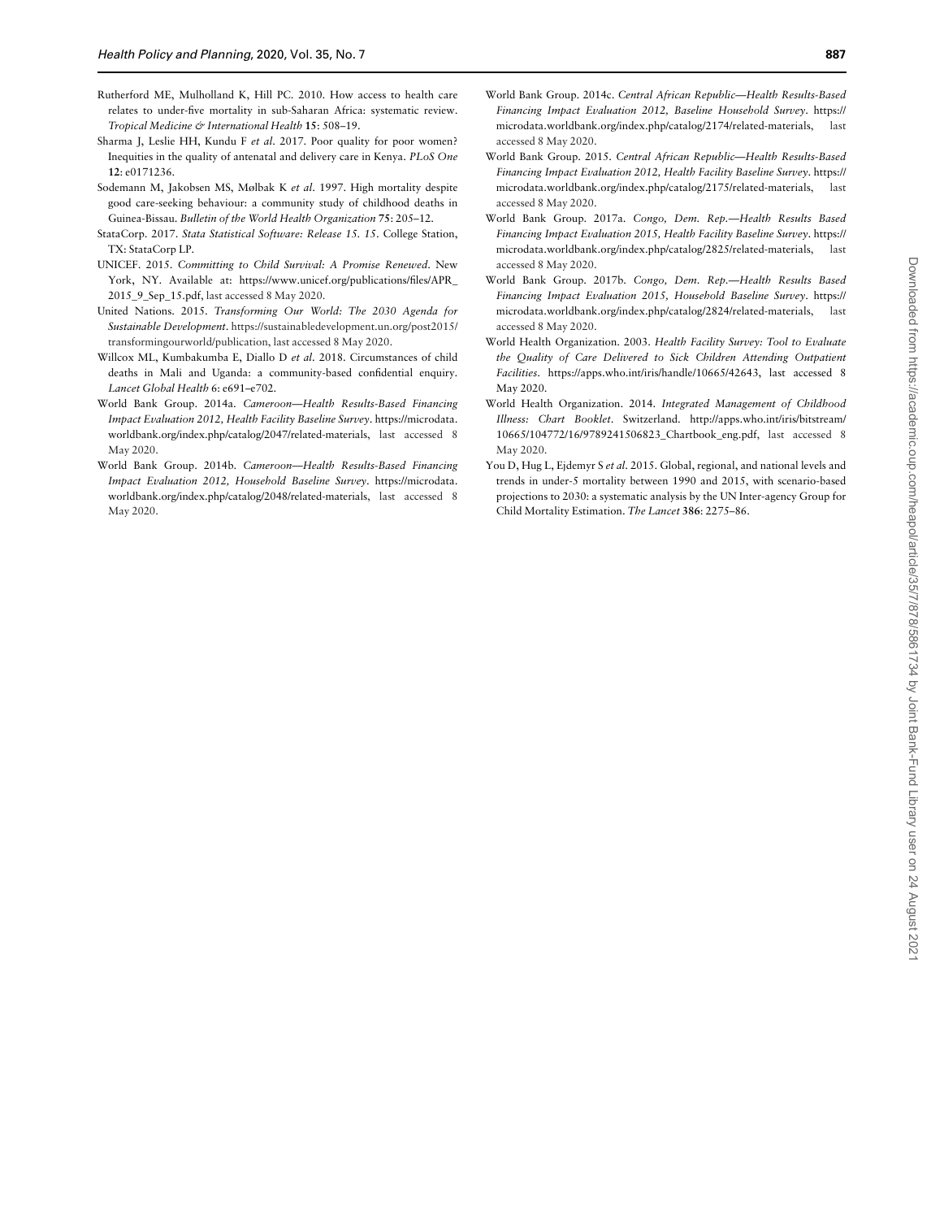Rutherford ME, Mulholland K, Hill PC. 2010. How access to health care relates to under-five mortality in sub-Saharan Africa: systematic review. *Tropical Medicine & International Health* **15**: 508–19.

Sharma J, Leslie HH, Kundu F *et al*. 2017. Poor quality for poor women? Inequities in the quality of antenatal and delivery care in Kenya. *PLoS One* **12**: e0171236.

Sodemann M, Jakobsen MS, Mølbak K *et al*. 1997. High mortality despite good care-seeking behaviour: a community study of childhood deaths in Guinea-Bissau. *Bulletin of the World Health Organization* **75**: 205–12.

StataCorp. 2017. *Stata Statistical Software: Release 15. 15*. College Station, TX: StataCorp LP.

UNICEF. 2015. *Committing to Child Survival: A Promise Renewed*. New York, NY. Available at: https://www.unicef.org/publications/files/APR_2015_9_Sep_15.pdf, last accessed 8 May 2020.

United Nations. 2015. *Transforming Our World: The 2030 Agenda for Sustainable Development*. https://sustainabledevelopment.un.org/post2015/transformingourworld/publication, last accessed 8 May 2020.

Willcox ML, Kumbakumba E, Diallo D *et al*. 2018. Circumstances of child deaths in Mali and Uganda: a community-based confidential enquiry. *Lancet Global Health* **6**: e691–e702.

World Bank Group. 2014a. *Cameroon—Health Results-Based Financing Impact Evaluation 2012, Health Facility Baseline Survey*. https://microdata.worldbank.org/index.php/catalog/2047/related-materials, last accessed 8 May 2020.

World Bank Group. 2014b. *Cameroon—Health Results-Based Financing Impact Evaluation 2012, Household Baseline Survey*. https://microdata.worldbank.org/index.php/catalog/2048/related-materials, last accessed 8 May 2020.

World Bank Group. 2014c. *Central African Republic—Health Results-Based Financing Impact Evaluation 2012, Baseline Household Survey*. https://microdata.worldbank.org/index.php/catalog/2174/related-materials, last accessed 8 May 2020.

World Bank Group. 2015. *Central African Republic—Health Results-Based Financing Impact Evaluation 2012, Health Facility Baseline Survey*. https://microdata.worldbank.org/index.php/catalog/2175/related-materials, last accessed 8 May 2020.

World Bank Group. 2017a. *Congo, Dem. Rep.—Health Results Based Financing Impact Evaluation 2015, Health Facility Baseline Survey*. https://microdata.worldbank.org/index.php/catalog/2825/related-materials, last accessed 8 May 2020.

World Bank Group. 2017b. *Congo, Dem. Rep.—Health Results Based Financing Impact Evaluation 2015, Household Baseline Survey*. https://microdata.worldbank.org/index.php/catalog/2824/related-materials, last accessed 8 May 2020.

World Health Organization. 2003. *Health Facility Survey: Tool to Evaluate the Quality of Care Delivered to Sick Children Attending Outpatient Facilities*. https://apps.who.int/iris/handle/10665/42643, last accessed 8 May 2020.

World Health Organization. 2014. *Integrated Management of Childhood Illness: Chart Booklet*. Switzerland. http://apps.who.int/iris/bitstream/10665/104772/16/9789241506823_Chartbook_eng.pdf, last accessed 8 May 2020.

You D, Hug L, Ejdemyr S *et al*. 2015. Global, regional, and national levels and trends in under-5 mortality between 1990 and 2015, with scenario-based projections to 2030: a systematic analysis by the UN Inter-agency Group for Child Mortality Estimation. *The Lancet* **386**: 2275–86.